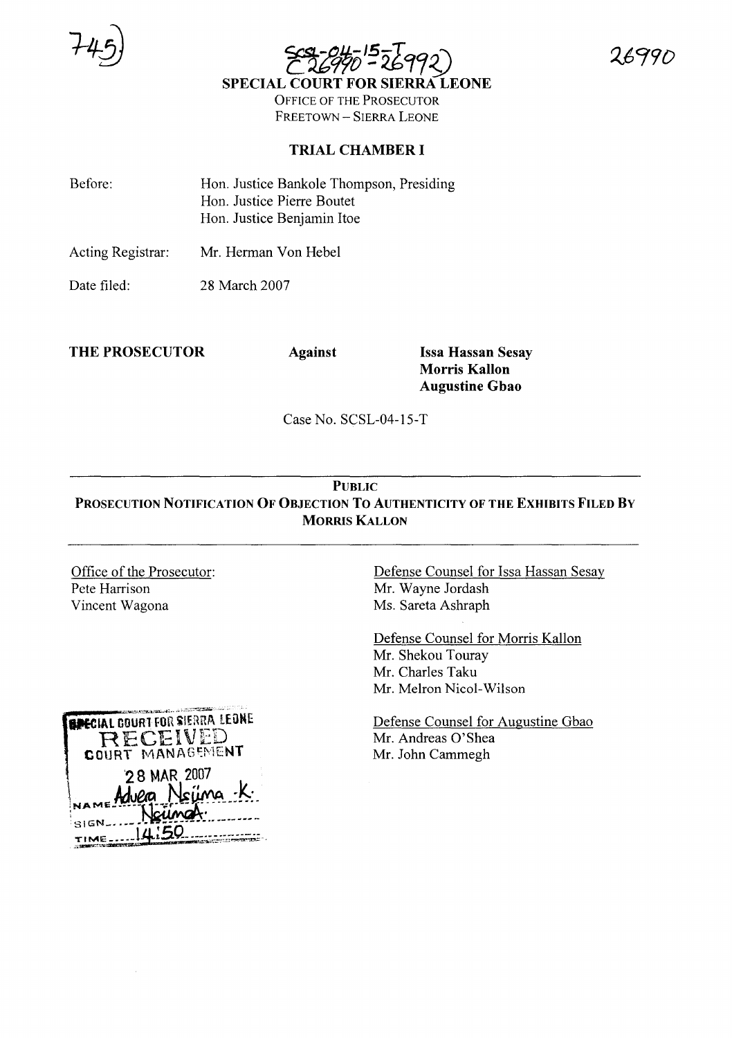745)

SCSL-04-15-T
C26990-26992)

26990

**SPECIAL COURT FOR SIERRA LEONE**

OFFICE OF THE PROSECUTOR
FREETOWN – SIERRA LEONE

**TRIAL CHAMBER I**

Before: Hon. Justice Bankole Thompson, Presiding
Hon. Justice Pierre Boutet
Hon. Justice Benjamin Itoe

Acting Registrar: Mr. Herman Von Hebel

Date filed: 28 March 2007

**THE PROSECUTOR** **Against** **Issa Hassan Sesay**
**Morris Kallon**
**Augustine Gbao**

Case No. SCSL-04-15-T

---

**PUBLIC**

**PROSECUTION NOTIFICATION OF OBJECTION TO AUTHENTICITY OF THE EXHIBITS FILED BY MORRIS KALLON**

---

Office of the Prosecutor:
Pete Harrison
Vincent Wagona

Defense Counsel for Issa Hassan Sesay
Mr. Wayne Jordash
Ms. Sareta Ashraph

Defense Counsel for Morris Kallon
Mr. Shekou Touray
Mr. Charles Taku
Mr. Melron Nicol-Wilson

Defense Counsel for Augustine Gbao
Mr. Andreas O'Shea
Mr. John Cammegh

SPECIAL COURT FOR SIERRA LEONE
RECEIVED
COURT MANAGEMENT
28 MAR 2007
NAME Advera Nsiima -K.
SIGN Nsiima
TIME 14:50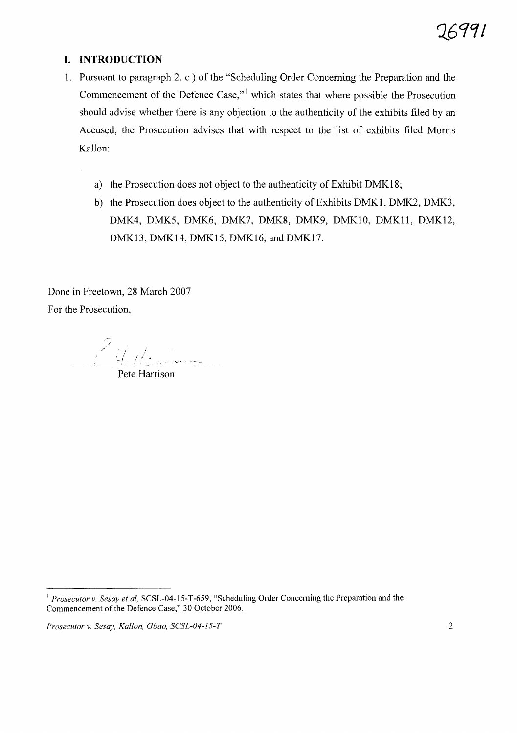## I. INTRODUCTION

1. Pursuant to paragraph 2. c.) of the "Scheduling Order Concerning the Preparation and the Commencement of the Defence Case,"[1] which states that where possible the Prosecution should advise whether there is any objection to the authenticity of the exhibits filed by an Accused, the Prosecution advises that with respect to the list of exhibits filed Morris Kallon:

   a) the Prosecution does not object to the authenticity of Exhibit DMK18;

   b) the Prosecution does object to the authenticity of Exhibits DMK1, DMK2, DMK3, DMK4, DMK5, DMK6, DMK7, DMK8, DMK9, DMK10, DMK11, DMK12, DMK13, DMK14, DMK15, DMK16, and DMK17.

Done in Freetown, 28 March 2007

For the Prosecution,

Pete Harrison

---

[1] *Prosecutor v. Sesay et al*, SCSL-04-15-T-659, "Scheduling Order Concerning the Preparation and the Commencement of the Defence Case," 30 October 2006.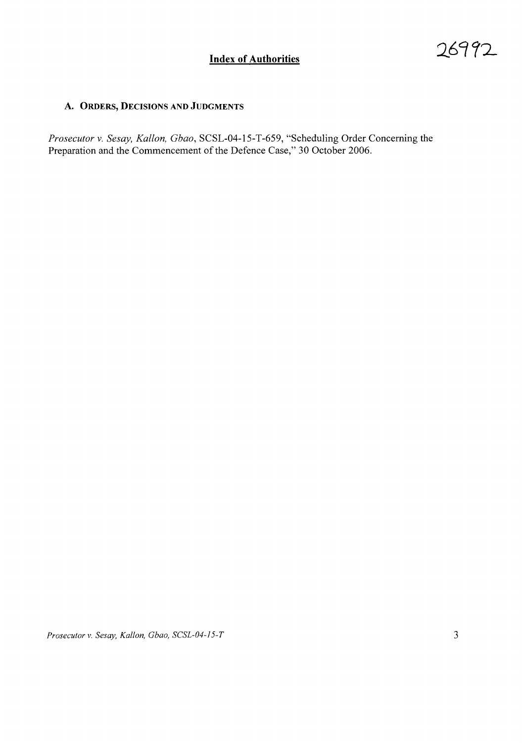## Index of Authorities

### A. ORDERS, DECISIONS AND JUDGMENTS

*Prosecutor v. Sesay, Kallon, Gbao*, SCSL-04-15-T-659, "Scheduling Order Concerning the Preparation and the Commencement of the Defence Case," 30 October 2006.